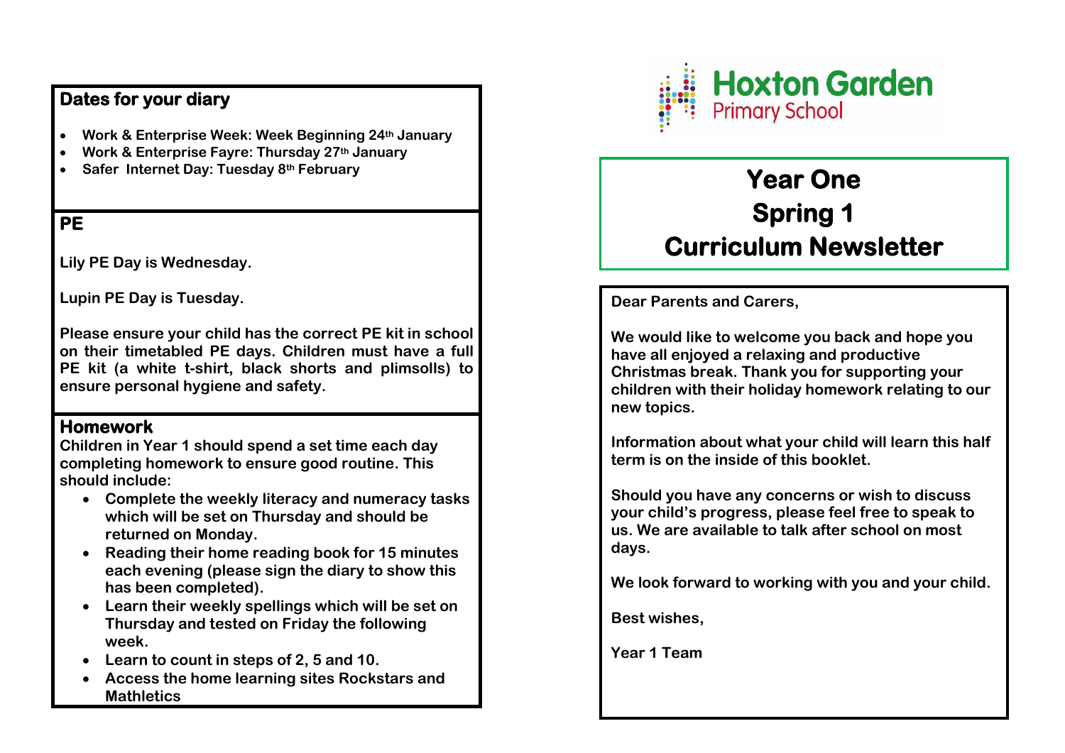## Dates for your diary

- Work & Enterprise Week: Week Beginning 24th January
- Work & Enterprise Fayre: Thursday 27th January
- Safer Internet Day: Tuesday 8th February

## PE

Lily PE Day is Wednesday.

Lupin PE Day is Tuesday.

Please ensure your child has the correct PE kit in school on their timetabled PE days. Children must have a full PE kit (a white t-shirt, black shorts and plimsolls) to ensure personal hygiene and safety.

## Homework

Children in Year 1 should spend a set time each day completing homework to ensure good routine. This should include:

- Complete the weekly literacy and numeracy tasks which will be set on Thursday and should be returned on Monday.
- Reading their home reading book for 15 minutes each evening (please sign the diary to show this has been completed).
- Learn their weekly spellings which will be set on Thursday and tested on Friday the following week.
- Learn to count in steps of 2, 5 and 10.
- Access the home learning sites Rockstars and Mathletics

**Hoxton Garden**
Primary School

# Year One
# Spring 1
# Curriculum Newsletter

Dear Parents and Carers,

We would like to welcome you back and hope you have all enjoyed a relaxing and productive Christmas break. Thank you for supporting your children with their holiday homework relating to our new topics.

Information about what your child will learn this half term is on the inside of this booklet.

Should you have any concerns or wish to discuss your child's progress, please feel free to speak to us. We are available to talk after school on most days.

We look forward to working with you and your child.

Best wishes,

Year 1 Team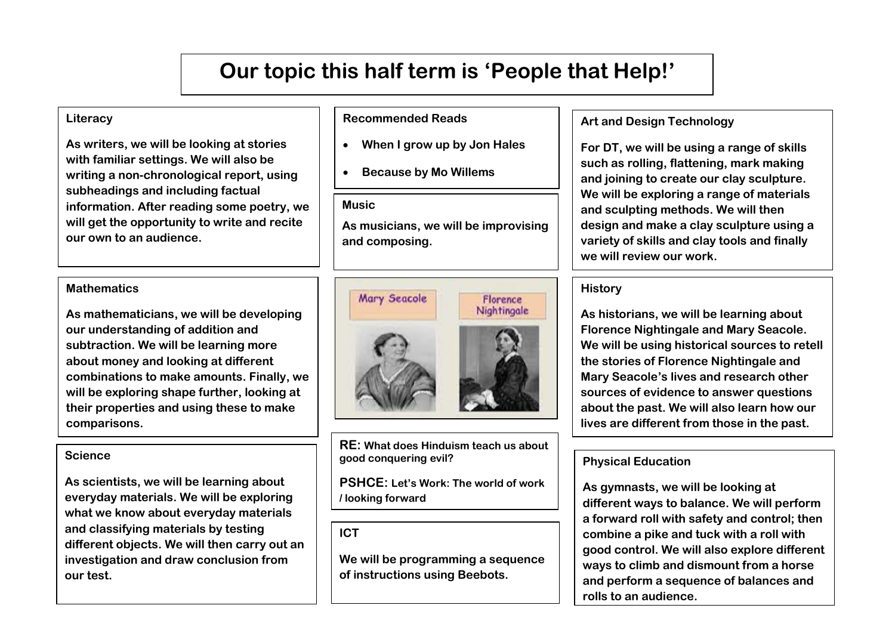# Our topic this half term is 'People that Help!'

## Literacy

As writers, we will be looking at stories with familiar settings. We will also be writing a non-chronological report, using subheadings and including factual information. After reading some poetry, we will get the opportunity to write and recite our own to an audience.

## Mathematics

As mathematicians, we will be developing our understanding of addition and subtraction. We will be learning more about money and looking at different combinations to make amounts. Finally, we will be exploring shape further, looking at their properties and using these to make comparisons.

## Science

As scientists, we will be learning about everyday materials. We will be exploring what we know about everyday materials and classifying materials by testing different objects. We will then carry out an investigation and draw conclusion from our test.

## Recommended Reads

- When I grow up by Jon Hales
- Because by Mo Willems

## Music

As musicians, we will be improvising and composing.

Mary Seacole

Florence Nightingale

**RE:** What does Hinduism teach us about good conquering evil?

**PSHCE:** Let's Work: The world of work / looking forward

## ICT

We will be programming a sequence of instructions using Beebots.

## Art and Design Technology

For DT, we will be using a range of skills such as rolling, flattening, mark making and joining to create our clay sculpture. We will be exploring a range of materials and sculpting methods. We will then design and make a clay sculpture using a variety of skills and clay tools and finally we will review our work.

## History

As historians, we will be learning about Florence Nightingale and Mary Seacole. We will be using historical sources to retell the stories of Florence Nightingale and Mary Seacole's lives and research other sources of evidence to answer questions about the past. We will also learn how our lives are different from those in the past.

## Physical Education

As gymnasts, we will be looking at different ways to balance. We will perform a forward roll with safety and control; then combine a pike and tuck with a roll with good control. We will also explore different ways to climb and dismount from a horse and perform a sequence of balances and rolls to an audience.